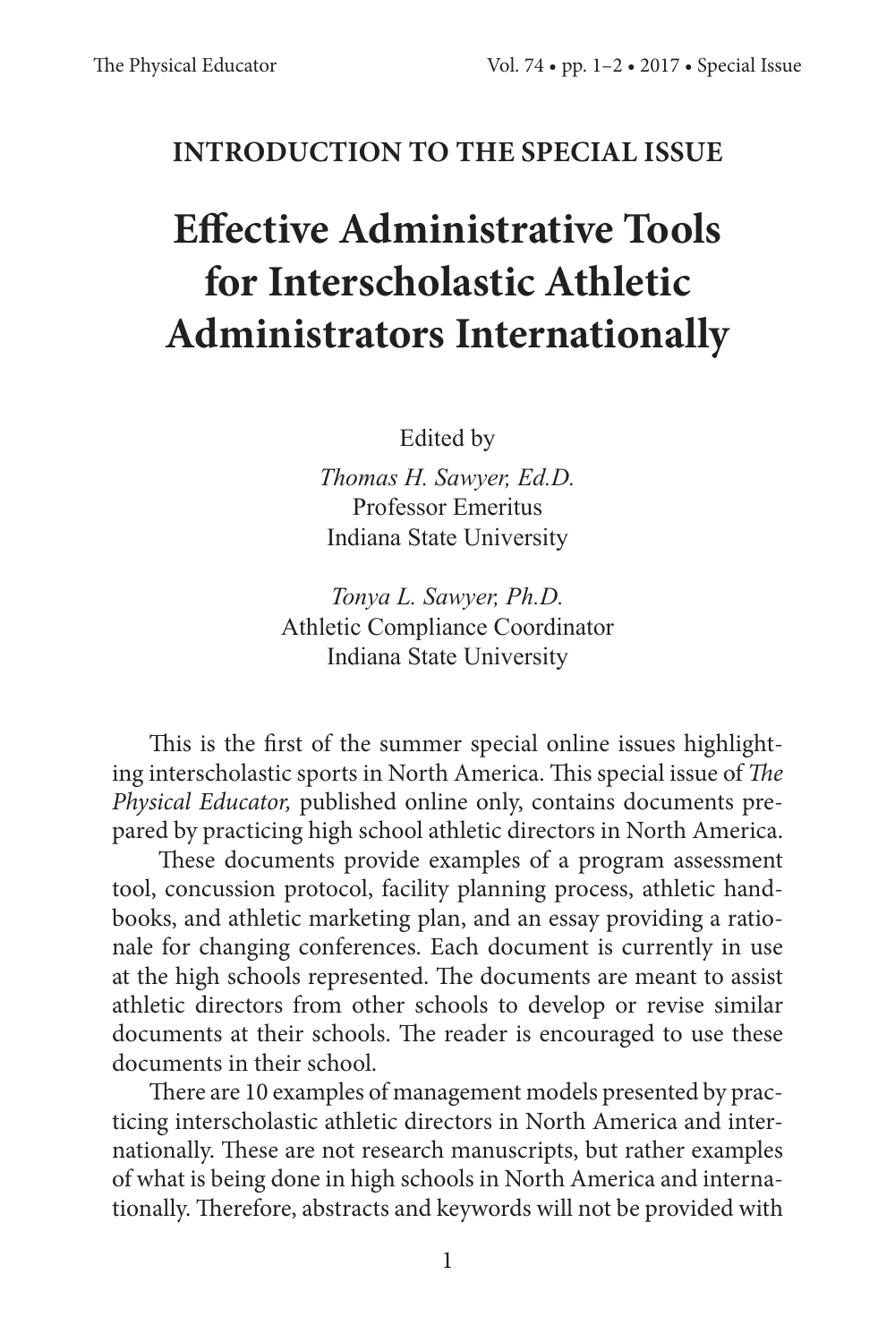**INTRODUCTION TO THE SPECIAL ISSUE**

# Effective Administrative Tools for Interscholastic Athletic Administrators Internationally

Edited by

*Thomas H. Sawyer, Ed.D.*
Professor Emeritus
Indiana State University

*Tonya L. Sawyer, Ph.D.*
Athletic Compliance Coordinator
Indiana State University

This is the first of the summer special online issues highlighting interscholastic sports in North America. This special issue of *The Physical Educator,* published online only, contains documents prepared by practicing high school athletic directors in North America.

These documents provide examples of a program assessment tool, concussion protocol, facility planning process, athletic handbooks, and athletic marketing plan, and an essay providing a rationale for changing conferences. Each document is currently in use at the high schools represented. The documents are meant to assist athletic directors from other schools to develop or revise similar documents at their schools. The reader is encouraged to use these documents in their school.

There are 10 examples of management models presented by practicing interscholastic athletic directors in North America and internationally. These are not research manuscripts, but rather examples of what is being done in high schools in North America and internationally. Therefore, abstracts and keywords will not be provided with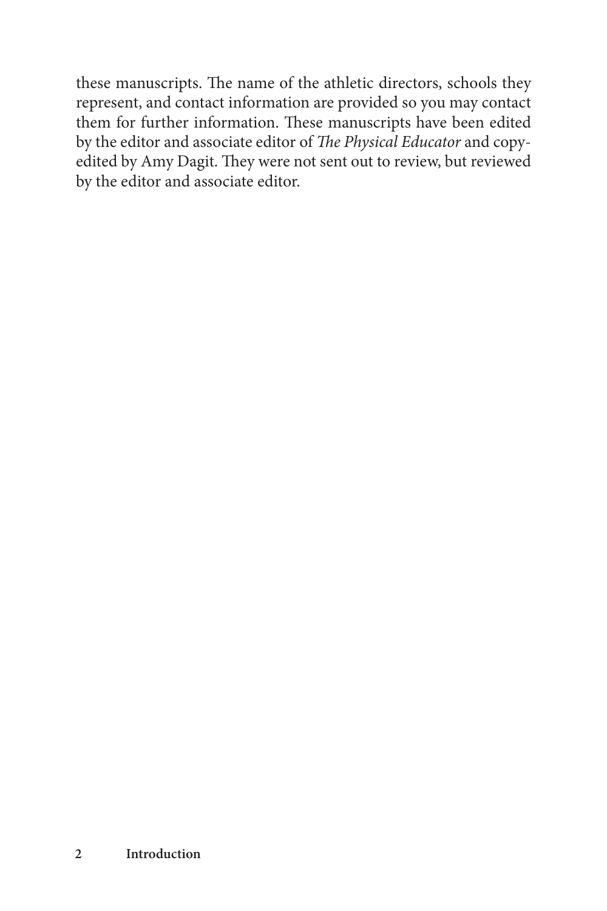these manuscripts. The name of the athletic directors, schools they represent, and contact information are provided so you may contact them for further information. These manuscripts have been edited by the editor and associate editor of *The Physical Educator* and copyedited by Amy Dagit. They were not sent out to review, but reviewed by the editor and associate editor.